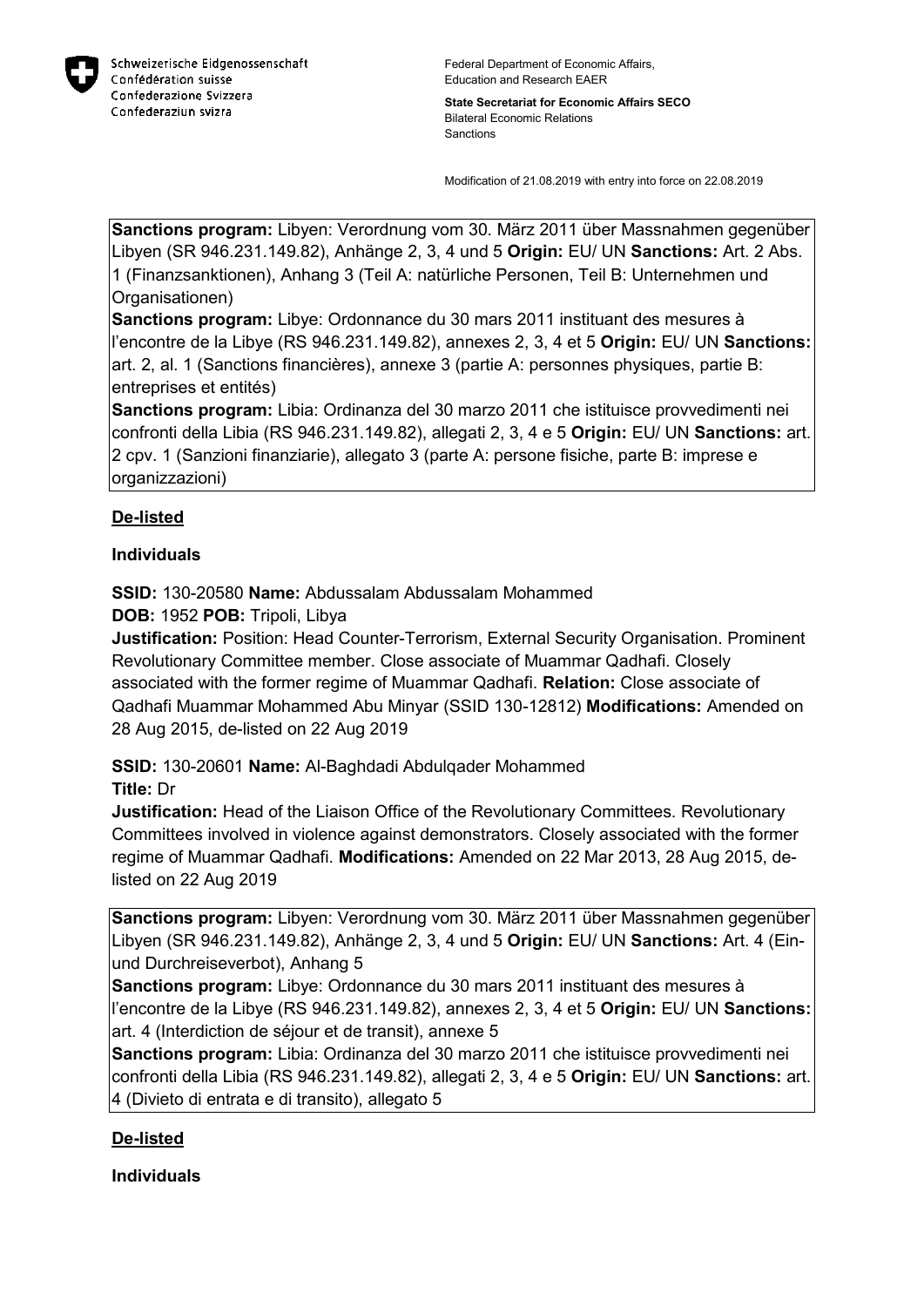Schweizerische Eidgenossenschaft
Confédération suisse
Confederazione Svizzera
Confederaziun svizra

Federal Department of Economic Affairs, Education and Research EAER

**State Secretariat for Economic Affairs SECO**
Bilateral Economic Relations
Sanctions

Modification of 21.08.2019 with entry into force on 22.08.2019

**Sanctions program:** Libyen: Verordnung vom 30. März 2011 über Massnahmen gegenüber Libyen (SR 946.231.149.82), Anhänge 2, 3, 4 und 5 **Origin:** EU/ UN **Sanctions:** Art. 2 Abs. 1 (Finanzsanktionen), Anhang 3 (Teil A: natürliche Personen, Teil B: Unternehmen und Organisationen)
**Sanctions program:** Libye: Ordonnance du 30 mars 2011 instituant des mesures à l'encontre de la Libye (RS 946.231.149.82), annexes 2, 3, 4 et 5 **Origin:** EU/ UN **Sanctions:** art. 2, al. 1 (Sanctions financières), annexe 3 (partie A: personnes physiques, partie B: entreprises et entités)
**Sanctions program:** Libia: Ordinanza del 30 marzo 2011 che istituisce provvedimenti nei confronti della Libia (RS 946.231.149.82), allegati 2, 3, 4 e 5 **Origin:** EU/ UN **Sanctions:** art. 2 cpv. 1 (Sanzioni finanziarie), allegato 3 (parte A: persone fisiche, parte B: imprese e organizzazioni)

## De-listed

### Individuals

**SSID:** 130-20580 **Name:** Abdussalam Abdussalam Mohammed
**DOB:** 1952 **POB:** Tripoli, Libya
**Justification:** Position: Head Counter-Terrorism, External Security Organisation. Prominent Revolutionary Committee member. Close associate of Muammar Qadhafi. Closely associated with the former regime of Muammar Qadhafi. **Relation:** Close associate of Qadhafi Muammar Mohammed Abu Minyar (SSID 130-12812) **Modifications:** Amended on 28 Aug 2015, de-listed on 22 Aug 2019

**SSID:** 130-20601 **Name:** Al-Baghdadi Abdulqader Mohammed
**Title:** Dr
**Justification:** Head of the Liaison Office of the Revolutionary Committees. Revolutionary Committees involved in violence against demonstrators. Closely associated with the former regime of Muammar Qadhafi. **Modifications:** Amended on 22 Mar 2013, 28 Aug 2015, de-listed on 22 Aug 2019

**Sanctions program:** Libyen: Verordnung vom 30. März 2011 über Massnahmen gegenüber Libyen (SR 946.231.149.82), Anhänge 2, 3, 4 und 5 **Origin:** EU/ UN **Sanctions:** Art. 4 (Ein- und Durchreiseverbot), Anhang 5
**Sanctions program:** Libye: Ordonnance du 30 mars 2011 instituant des mesures à l'encontre de la Libye (RS 946.231.149.82), annexes 2, 3, 4 et 5 **Origin:** EU/ UN **Sanctions:** art. 4 (Interdiction de séjour et de transit), annexe 5
**Sanctions program:** Libia: Ordinanza del 30 marzo 2011 che istituisce provvedimenti nei confronti della Libia (RS 946.231.149.82), allegati 2, 3, 4 e 5 **Origin:** EU/ UN **Sanctions:** art. 4 (Divieto di entrata e di transito), allegato 5

## De-listed

### Individuals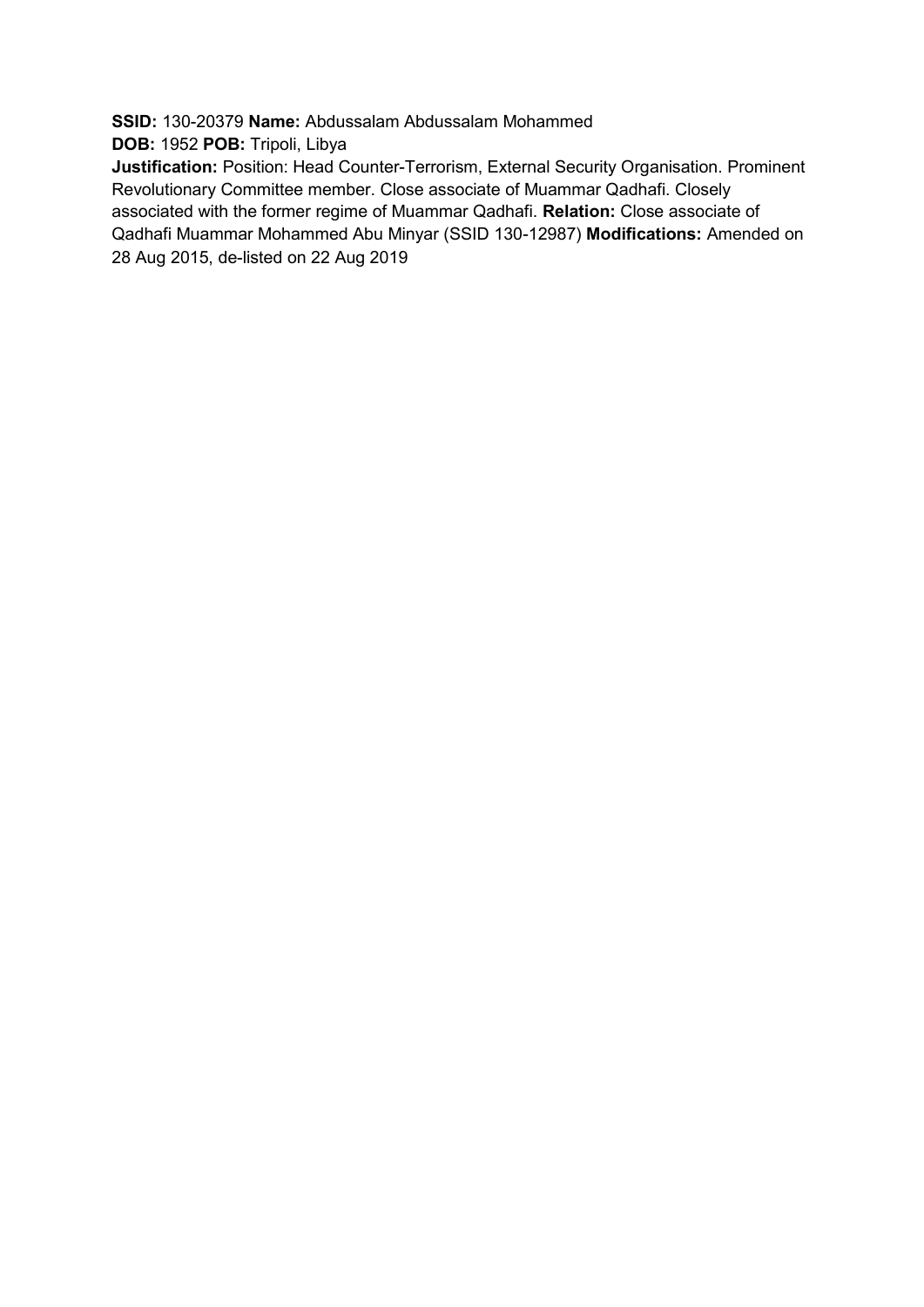**SSID:** 130-20379 **Name:** Abdussalam Abdussalam Mohammed
**DOB:** 1952 **POB:** Tripoli, Libya
**Justification:** Position: Head Counter-Terrorism, External Security Organisation. Prominent Revolutionary Committee member. Close associate of Muammar Qadhafi. Closely associated with the former regime of Muammar Qadhafi. **Relation:** Close associate of Qadhafi Muammar Mohammed Abu Minyar (SSID 130-12987) **Modifications:** Amended on 28 Aug 2015, de-listed on 22 Aug 2019